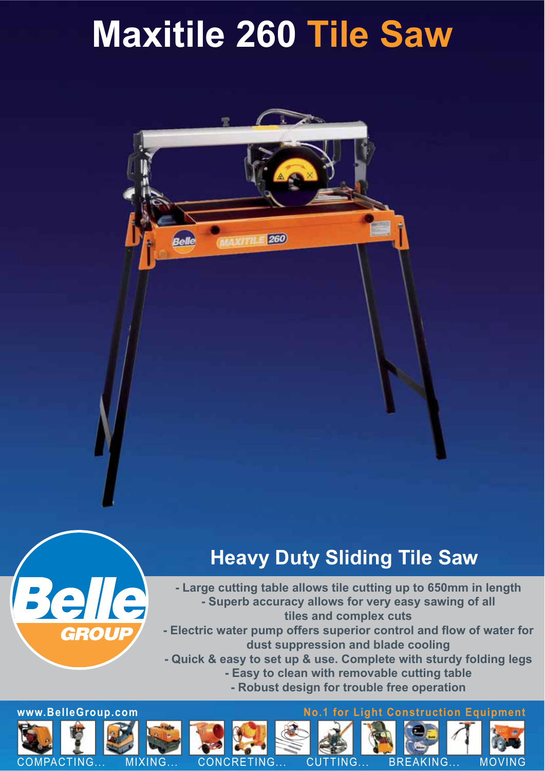# Maxitile 260 Tile Saw

## Heavy Duty Sliding Tile Saw

- Large cutting table allows tile cutting up to 650mm in length
- Superb accuracy allows for very easy sawing of all tiles and complex cuts
- Electric water pump offers superior control and flow of water for dust suppression and blade cooling
- Quick & easy to set up & use. Complete with sturdy folding legs
- Easy to clean with removable cutting table
- Robust design for trouble free operation

www.BelleGroup.com

No.1 for Light Construction Equipment

COMPACTING... MIXING... CONCRETING... CUTTING... BREAKING... MOVING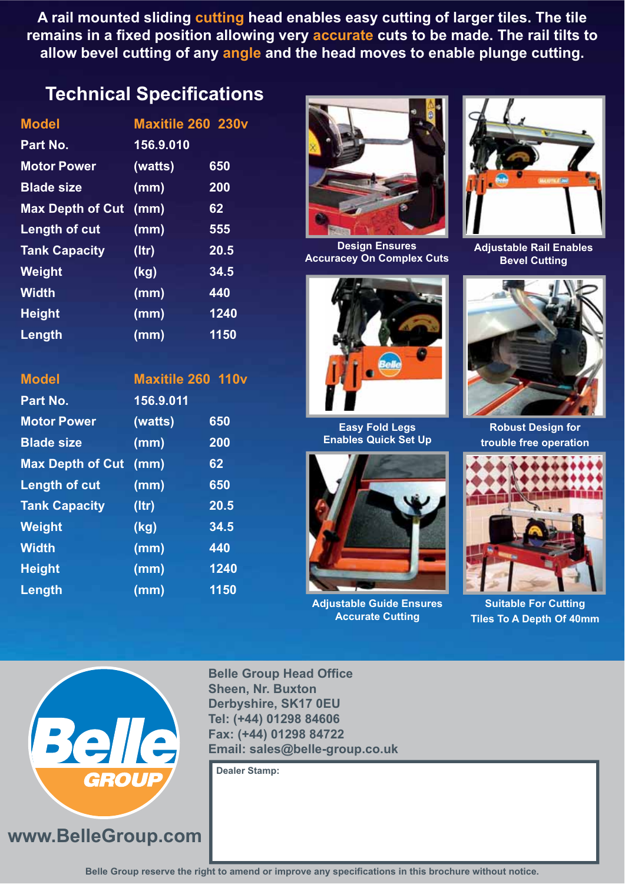A rail mounted sliding cutting head enables easy cutting of larger tiles. The tile remains in a fixed position allowing very accurate cuts to be made. The rail tilts to allow bevel cutting of any angle and the head moves to enable plunge cutting.

## Technical Specifications

| Model | Maxitile 260 230v | |
|---|---|---|
| Part No. | 156.9.010 | |
| Motor Power | (watts) | 650 |
| Blade size | (mm) | 200 |
| Max Depth of Cut | (mm) | 62 |
| Length of cut | (mm) | 555 |
| Tank Capacity | (ltr) | 20.5 |
| Weight | (kg) | 34.5 |
| Width | (mm) | 440 |
| Height | (mm) | 1240 |
| Length | (mm) | 1150 |

| Model | Maxitile 260 110v | |
|---|---|---|
| Part No. | 156.9.011 | |
| Motor Power | (watts) | 650 |
| Blade size | (mm) | 200 |
| Max Depth of Cut | (mm) | 62 |
| Length of cut | (mm) | 650 |
| Tank Capacity | (ltr) | 20.5 |
| Weight | (kg) | 34.5 |
| Width | (mm) | 440 |
| Height | (mm) | 1240 |
| Length | (mm) | 1150 |

Design Ensures Accuracey On Complex Cuts

Adjustable Rail Enables Bevel Cutting

Easy Fold Legs Enables Quick Set Up

Robust Design for trouble free operation

Adjustable Guide Ensures Accurate Cutting

Suitable For Cutting Tiles To A Depth Of 40mm

Belle GROUP

www.BelleGroup.com

Belle Group Head Office
Sheen, Nr. Buxton
Derbyshire, SK17 0EU
Tel: (+44) 01298 84606
Fax: (+44) 01298 84722
Email: sales@belle-group.co.uk

Dealer Stamp:

Belle Group reserve the right to amend or improve any specifications in this brochure without notice.